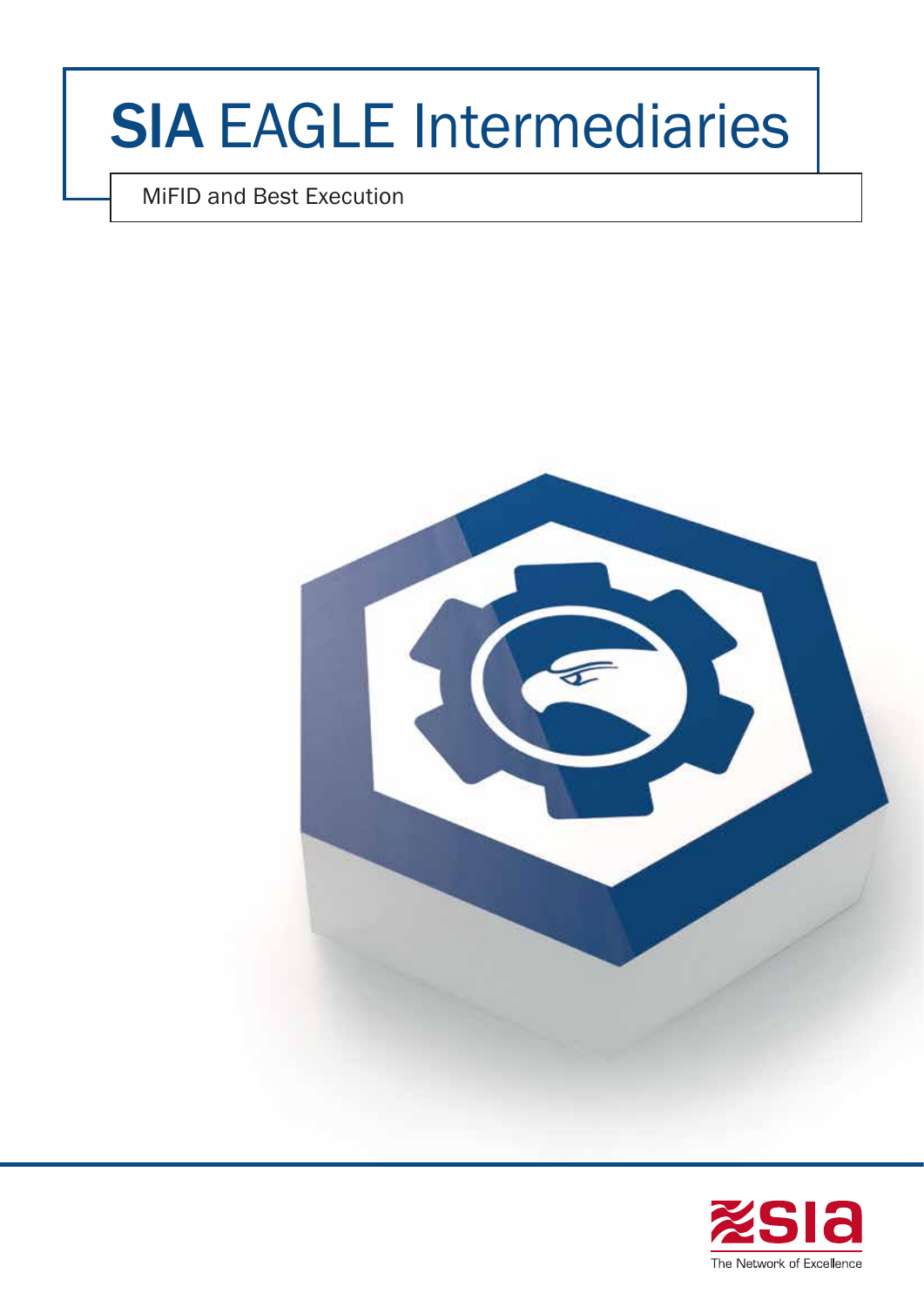# SIA EAGLE Intermediaries

MiFID and Best Execution

The Network of Excellence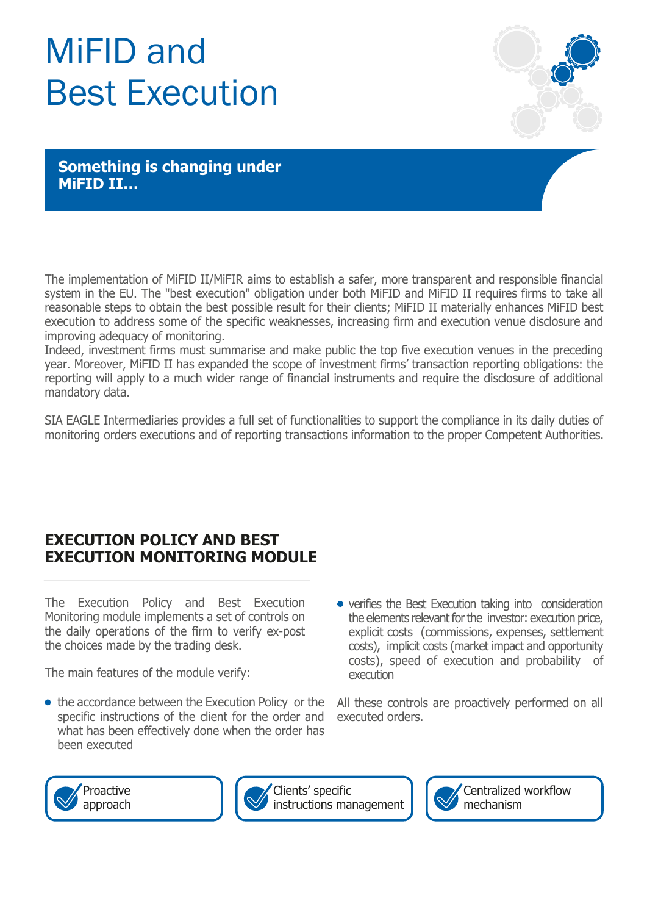# MiFID and Best Execution

## Something is changing under MiFID II…

The implementation of MiFID II/MiFIR aims to establish a safer, more transparent and responsible financial system in the EU. The "best execution" obligation under both MiFID and MiFID II requires firms to take all reasonable steps to obtain the best possible result for their clients; MiFID II materially enhances MiFID best execution to address some of the specific weaknesses, increasing firm and execution venue disclosure and improving adequacy of monitoring.
Indeed, investment firms must summarise and make public the top five execution venues in the preceding year. Moreover, MiFID II has expanded the scope of investment firms' transaction reporting obligations: the reporting will apply to a much wider range of financial instruments and require the disclosure of additional mandatory data.

SIA EAGLE Intermediaries provides a full set of functionalities to support the compliance in its daily duties of monitoring orders executions and of reporting transactions information to the proper Competent Authorities.

## EXECUTION POLICY AND BEST EXECUTION MONITORING MODULE

The Execution Policy and Best Execution Monitoring module implements a set of controls on the daily operations of the firm to verify ex-post the choices made by the trading desk.

The main features of the module verify:

- the accordance between the Execution Policy or the specific instructions of the client for the order and what has been effectively done when the order has been executed
- verifies the Best Execution taking into consideration the elements relevant for the investor: execution price, explicit costs (commissions, expenses, settlement costs), implicit costs (market impact and opportunity costs), speed of execution and probability of execution

All these controls are proactively performed on all executed orders.

- Proactive approach
- Clients' specific instructions management
- Centralized workflow mechanism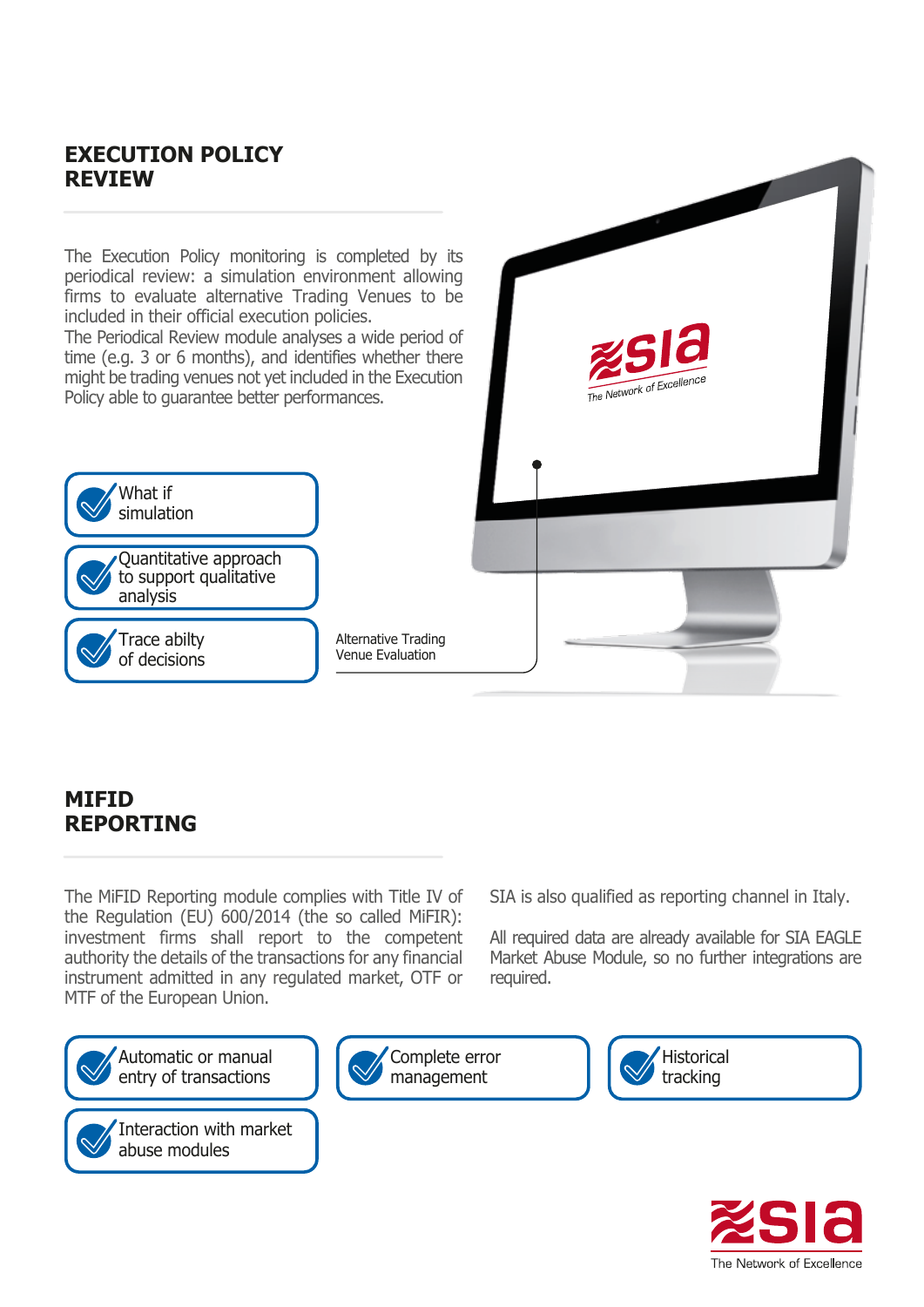## EXECUTION POLICY REVIEW

The Execution Policy monitoring is completed by its periodical review: a simulation environment allowing firms to evaluate alternative Trading Venues to be included in their official execution policies.
The Periodical Review module analyses a wide period of time (e.g. 3 or 6 months), and identifies whether there might be trading venues not yet included in the Execution Policy able to guarantee better performances.

- What if simulation
- Quantitative approach to support qualitative analysis
- Trace abilty of decisions

Alternative Trading Venue Evaluation

## MIFID REPORTING

The MiFID Reporting module complies with Title IV of the Regulation (EU) 600/2014 (the so called MiFIR): investment firms shall report to the competent authority the details of the transactions for any financial instrument admitted in any regulated market, OTF or MTF of the European Union.

SIA is also qualified as reporting channel in Italy.

All required data are already available for SIA EAGLE Market Abuse Module, so no further integrations are required.

- Automatic or manual entry of transactions
- Complete error management
- Historical tracking
- Interaction with market abuse modules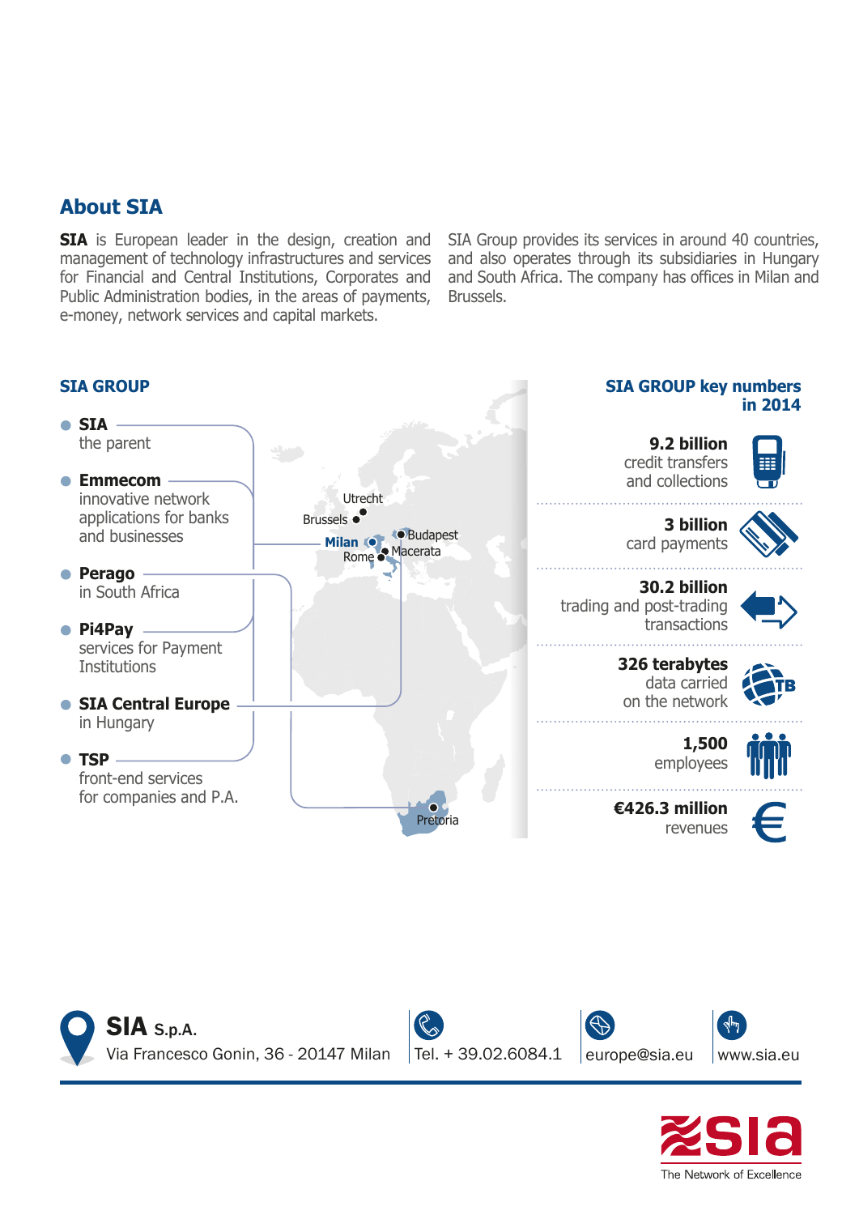## About SIA

**SIA** is European leader in the design, creation and management of technology infrastructures and services for Financial and Central Institutions, Corporates and Public Administration bodies, in the areas of payments, e-money, network services and capital markets.

SIA Group provides its services in around 40 countries, and also operates through its subsidiaries in Hungary and South Africa. The company has offices in Milan and Brussels.

### SIA GROUP

- **SIA** the parent
- **Emmecom** innovative network applications for banks and businesses
- **Perago** in South Africa
- **Pi4Pay** services for Payment Institutions
- **SIA Central Europe** in Hungary
- **TSP** front-end services for companies and P.A.

Utrecht
Brussels
Milan
Budapest
Rome
Macerata
Pretoria

### SIA GROUP key numbers in 2014

**9.2 billion** credit transfers and collections

**3 billion** card payments

**30.2 billion** trading and post-trading transactions

**326 terabytes** data carried on the network

**1,500** employees

**€426.3 million** revenues

**SIA** S.p.A.
Via Francesco Gonin, 36 - 20147 Milan

Tel. + 39.02.6084.1

europe@sia.eu

www.sia.eu

SIA
The Network of Excellence